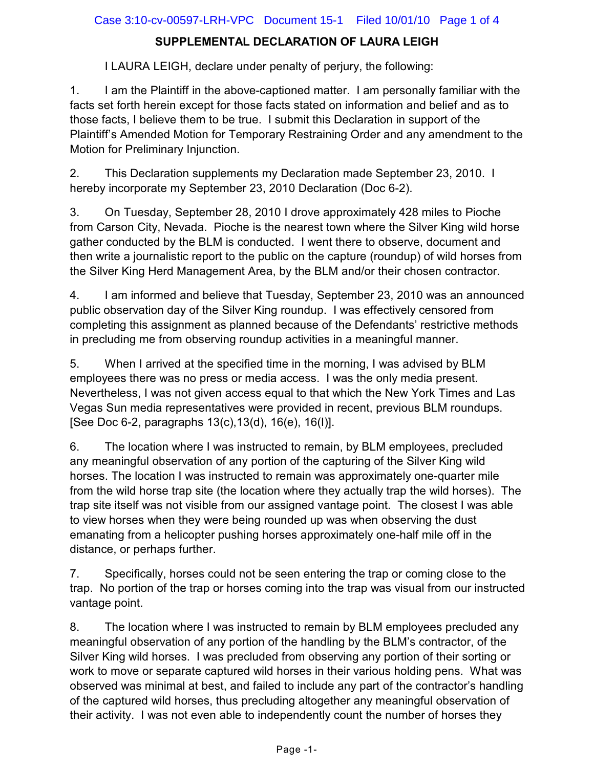# SUPPLEMENTAL DECLARATION OF LAURA LEIGH

I LAURA LEIGH, declare under penalty of perjury, the following:

1. I am the Plaintiff in the above-captioned matter. I am personally familiar with the facts set forth herein except for those facts stated on information and belief and as to those facts, I believe them to be true. I submit this Declaration in support of the Plaintiff's Amended Motion for Temporary Restraining Order and any amendment to the Motion for Preliminary Injunction.

2. This Declaration supplements my Declaration made September 23, 2010. I hereby incorporate my September 23, 2010 Declaration (Doc 6-2).

3. On Tuesday, September 28, 2010 I drove approximately 428 miles to Pioche from Carson City, Nevada. Pioche is the nearest town where the Silver King wild horse gather conducted by the BLM is conducted. I went there to observe, document and then write a journalistic report to the public on the capture (roundup) of wild horses from the Silver King Herd Management Area, by the BLM and/or their chosen contractor.

4. I am informed and believe that Tuesday, September 23, 2010 was an announced public observation day of the Silver King roundup. I was effectively censored from completing this assignment as planned because of the Defendants' restrictive methods in precluding me from observing roundup activities in a meaningful manner.

5. When I arrived at the specified time in the morning, I was advised by BLM employees there was no press or media access. I was the only media present. Nevertheless, I was not given access equal to that which the New York Times and Las Vegas Sun media representatives were provided in recent, previous BLM roundups. [See Doc 6-2, paragraphs 13(c),13(d), 16(e), 16(l)].

6. The location where I was instructed to remain, by BLM employees, precluded any meaningful observation of any portion of the capturing of the Silver King wild horses. The location I was instructed to remain was approximately one-quarter mile from the wild horse trap site (the location where they actually trap the wild horses). The trap site itself was not visible from our assigned vantage point. The closest I was able to view horses when they were being rounded up was when observing the dust emanating from a helicopter pushing horses approximately one-half mile off in the distance, or perhaps further.

7. Specifically, horses could not be seen entering the trap or coming close to the trap. No portion of the trap or horses coming into the trap was visual from our instructed vantage point.

8. The location where I was instructed to remain by BLM employees precluded any meaningful observation of any portion of the handling by the BLM's contractor, of the Silver King wild horses. I was precluded from observing any portion of their sorting or work to move or separate captured wild horses in their various holding pens. What was observed was minimal at best, and failed to include any part of the contractor's handling of the captured wild horses, thus precluding altogether any meaningful observation of their activity. I was not even able to independently count the number of horses they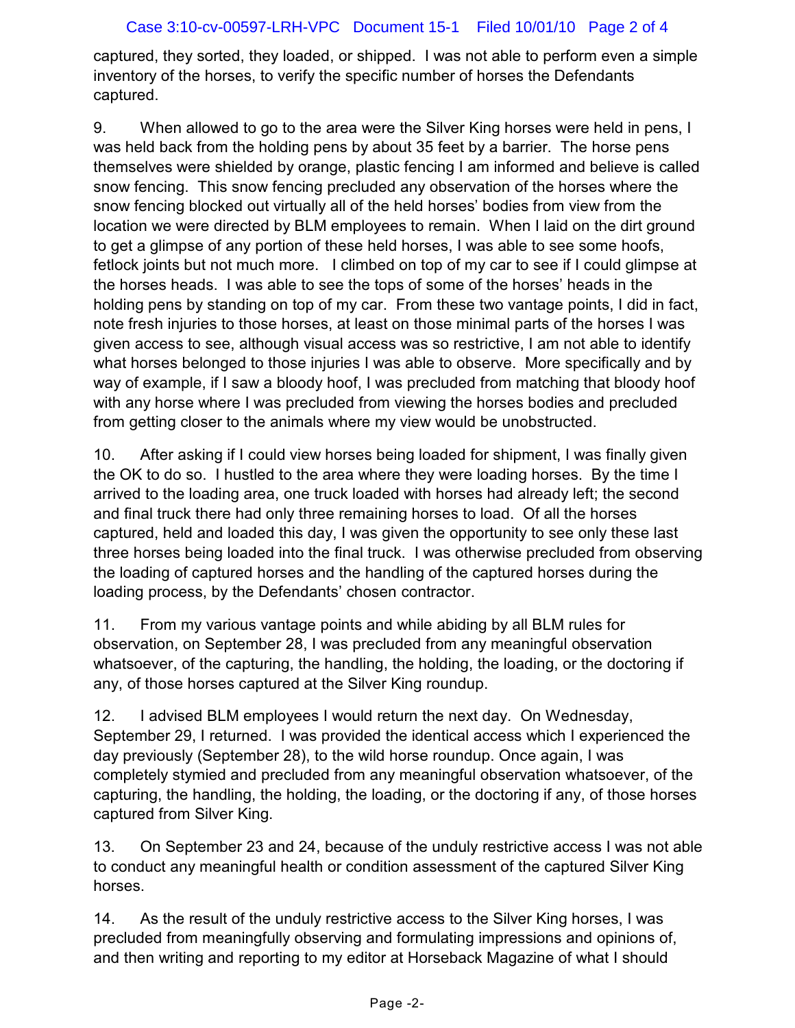captured, they sorted, they loaded, or shipped. I was not able to perform even a simple inventory of the horses, to verify the specific number of horses the Defendants captured.

9. When allowed to go to the area were the Silver King horses were held in pens, I was held back from the holding pens by about 35 feet by a barrier. The horse pens themselves were shielded by orange, plastic fencing I am informed and believe is called snow fencing. This snow fencing precluded any observation of the horses where the snow fencing blocked out virtually all of the held horses' bodies from view from the location we were directed by BLM employees to remain. When I laid on the dirt ground to get a glimpse of any portion of these held horses, I was able to see some hoofs, fetlock joints but not much more. I climbed on top of my car to see if I could glimpse at the horses heads. I was able to see the tops of some of the horses' heads in the holding pens by standing on top of my car. From these two vantage points, I did in fact, note fresh injuries to those horses, at least on those minimal parts of the horses I was given access to see, although visual access was so restrictive, I am not able to identify what horses belonged to those injuries I was able to observe. More specifically and by way of example, if I saw a bloody hoof, I was precluded from matching that bloody hoof with any horse where I was precluded from viewing the horses bodies and precluded from getting closer to the animals where my view would be unobstructed.

10. After asking if I could view horses being loaded for shipment, I was finally given the OK to do so. I hustled to the area where they were loading horses. By the time I arrived to the loading area, one truck loaded with horses had already left; the second and final truck there had only three remaining horses to load. Of all the horses captured, held and loaded this day, I was given the opportunity to see only these last three horses being loaded into the final truck. I was otherwise precluded from observing the loading of captured horses and the handling of the captured horses during the loading process, by the Defendants' chosen contractor.

11. From my various vantage points and while abiding by all BLM rules for observation, on September 28, I was precluded from any meaningful observation whatsoever, of the capturing, the handling, the holding, the loading, or the doctoring if any, of those horses captured at the Silver King roundup.

12. I advised BLM employees I would return the next day. On Wednesday, September 29, I returned. I was provided the identical access which I experienced the day previously (September 28), to the wild horse roundup. Once again, I was completely stymied and precluded from any meaningful observation whatsoever, of the capturing, the handling, the holding, the loading, or the doctoring if any, of those horses captured from Silver King.

13. On September 23 and 24, because of the unduly restrictive access I was not able to conduct any meaningful health or condition assessment of the captured Silver King horses.

14. As the result of the unduly restrictive access to the Silver King horses, I was precluded from meaningfully observing and formulating impressions and opinions of, and then writing and reporting to my editor at Horseback Magazine of what I should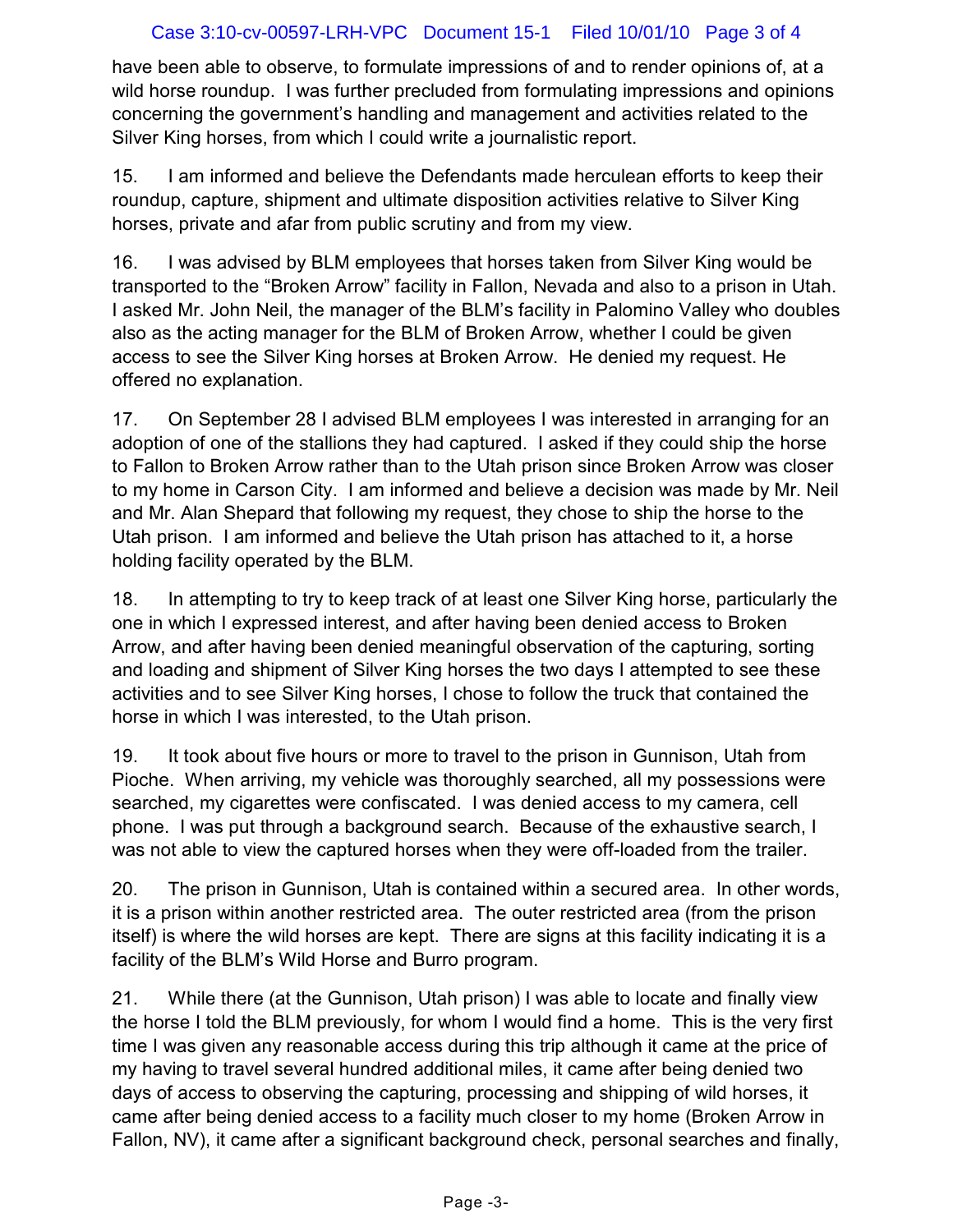have been able to observe, to formulate impressions of and to render opinions of, at a wild horse roundup. I was further precluded from formulating impressions and opinions concerning the government's handling and management and activities related to the Silver King horses, from which I could write a journalistic report.

15. I am informed and believe the Defendants made herculean efforts to keep their roundup, capture, shipment and ultimate disposition activities relative to Silver King horses, private and afar from public scrutiny and from my view.

16. I was advised by BLM employees that horses taken from Silver King would be transported to the "Broken Arrow" facility in Fallon, Nevada and also to a prison in Utah. I asked Mr. John Neil, the manager of the BLM's facility in Palomino Valley who doubles also as the acting manager for the BLM of Broken Arrow, whether I could be given access to see the Silver King horses at Broken Arrow. He denied my request. He offered no explanation.

17. On September 28 I advised BLM employees I was interested in arranging for an adoption of one of the stallions they had captured. I asked if they could ship the horse to Fallon to Broken Arrow rather than to the Utah prison since Broken Arrow was closer to my home in Carson City. I am informed and believe a decision was made by Mr. Neil and Mr. Alan Shepard that following my request, they chose to ship the horse to the Utah prison. I am informed and believe the Utah prison has attached to it, a horse holding facility operated by the BLM.

18. In attempting to try to keep track of at least one Silver King horse, particularly the one in which I expressed interest, and after having been denied access to Broken Arrow, and after having been denied meaningful observation of the capturing, sorting and loading and shipment of Silver King horses the two days I attempted to see these activities and to see Silver King horses, I chose to follow the truck that contained the horse in which I was interested, to the Utah prison.

19. It took about five hours or more to travel to the prison in Gunnison, Utah from Pioche. When arriving, my vehicle was thoroughly searched, all my possessions were searched, my cigarettes were confiscated. I was denied access to my camera, cell phone. I was put through a background search. Because of the exhaustive search, I was not able to view the captured horses when they were off-loaded from the trailer.

20. The prison in Gunnison, Utah is contained within a secured area. In other words, it is a prison within another restricted area. The outer restricted area (from the prison itself) is where the wild horses are kept. There are signs at this facility indicating it is a facility of the BLM's Wild Horse and Burro program.

21. While there (at the Gunnison, Utah prison) I was able to locate and finally view the horse I told the BLM previously, for whom I would find a home. This is the very first time I was given any reasonable access during this trip although it came at the price of my having to travel several hundred additional miles, it came after being denied two days of access to observing the capturing, processing and shipping of wild horses, it came after being denied access to a facility much closer to my home (Broken Arrow in Fallon, NV), it came after a significant background check, personal searches and finally,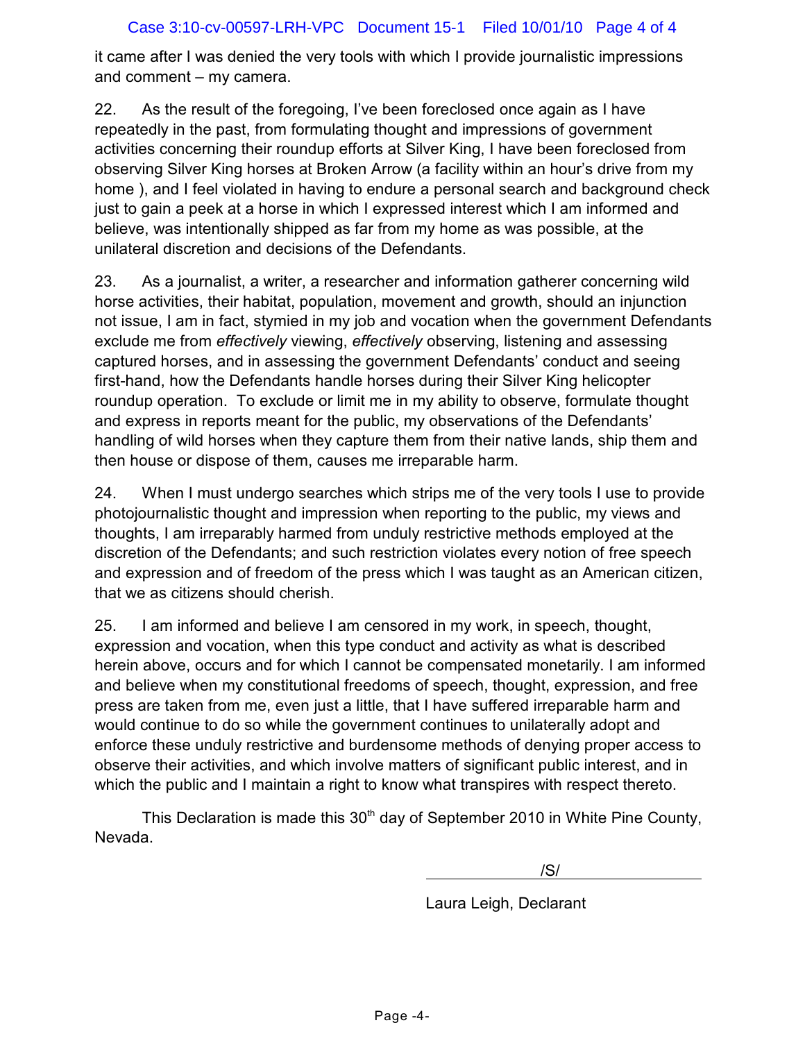it came after I was denied the very tools with which I provide journalistic impressions and comment – my camera.

22. As the result of the foregoing, I've been foreclosed once again as I have repeatedly in the past, from formulating thought and impressions of government activities concerning their roundup efforts at Silver King, I have been foreclosed from observing Silver King horses at Broken Arrow (a facility within an hour's drive from my home ), and I feel violated in having to endure a personal search and background check just to gain a peek at a horse in which I expressed interest which I am informed and believe, was intentionally shipped as far from my home as was possible, at the unilateral discretion and decisions of the Defendants.

23. As a journalist, a writer, a researcher and information gatherer concerning wild horse activities, their habitat, population, movement and growth, should an injunction not issue, I am in fact, stymied in my job and vocation when the government Defendants exclude me from *effectively* viewing, *effectively* observing, listening and assessing captured horses, and in assessing the government Defendants' conduct and seeing first-hand, how the Defendants handle horses during their Silver King helicopter roundup operation. To exclude or limit me in my ability to observe, formulate thought and express in reports meant for the public, my observations of the Defendants' handling of wild horses when they capture them from their native lands, ship them and then house or dispose of them, causes me irreparable harm.

24. When I must undergo searches which strips me of the very tools I use to provide photojournalistic thought and impression when reporting to the public, my views and thoughts, I am irreparably harmed from unduly restrictive methods employed at the discretion of the Defendants; and such restriction violates every notion of free speech and expression and of freedom of the press which I was taught as an American citizen, that we as citizens should cherish.

25. I am informed and believe I am censored in my work, in speech, thought, expression and vocation, when this type conduct and activity as what is described herein above, occurs and for which I cannot be compensated monetarily. I am informed and believe when my constitutional freedoms of speech, thought, expression, and free press are taken from me, even just a little, that I have suffered irreparable harm and would continue to do so while the government continues to unilaterally adopt and enforce these unduly restrictive and burdensome methods of denying proper access to observe their activities, and which involve matters of significant public interest, and in which the public and I maintain a right to know what transpires with respect thereto.

This Declaration is made this 30th day of September 2010 in White Pine County, Nevada.

/S/

Laura Leigh, Declarant